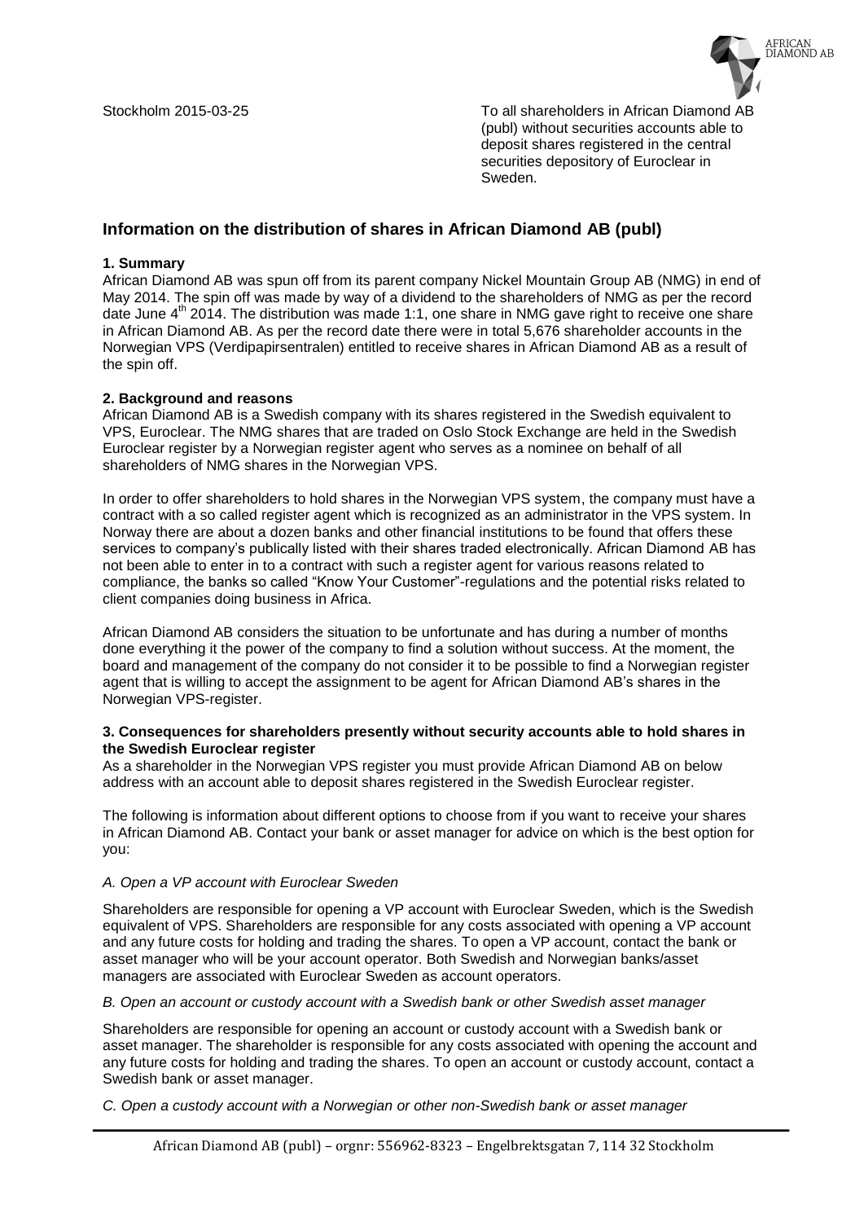Stockholm 2015-03-25

To all shareholders in African Diamond AB (publ) without securities accounts able to deposit shares registered in the central securities depository of Euroclear in Sweden.

## Information on the distribution of shares in African Diamond AB (publ)

**1. Summary**

African Diamond AB was spun off from its parent company Nickel Mountain Group AB (NMG) in end of May 2014. The spin off was made by way of a dividend to the shareholders of NMG as per the record date June 4th 2014. The distribution was made 1:1, one share in NMG gave right to receive one share in African Diamond AB. As per the record date there were in total 5,676 shareholder accounts in the Norwegian VPS (Verdipapirsentralen) entitled to receive shares in African Diamond AB as a result of the spin off.

**2. Background and reasons**

African Diamond AB is a Swedish company with its shares registered in the Swedish equivalent to VPS, Euroclear. The NMG shares that are traded on Oslo Stock Exchange are held in the Swedish Euroclear register by a Norwegian register agent who serves as a nominee on behalf of all shareholders of NMG shares in the Norwegian VPS.

In order to offer shareholders to hold shares in the Norwegian VPS system, the company must have a contract with a so called register agent which is recognized as an administrator in the VPS system. In Norway there are about a dozen banks and other financial institutions to be found that offers these services to company's publically listed with their shares traded electronically. African Diamond AB has not been able to enter in to a contract with such a register agent for various reasons related to compliance, the banks so called "Know Your Customer"-regulations and the potential risks related to client companies doing business in Africa.

African Diamond AB considers the situation to be unfortunate and has during a number of months done everything it the power of the company to find a solution without success. At the moment, the board and management of the company do not consider it to be possible to find a Norwegian register agent that is willing to accept the assignment to be agent for African Diamond AB's shares in the Norwegian VPS-register.

**3. Consequences for shareholders presently without security accounts able to hold shares in the Swedish Euroclear register**

As a shareholder in the Norwegian VPS register you must provide African Diamond AB on below address with an account able to deposit shares registered in the Swedish Euroclear register.

The following is information about different options to choose from if you want to receive your shares in African Diamond AB. Contact your bank or asset manager for advice on which is the best option for you:

*A. Open a VP account with Euroclear Sweden*

Shareholders are responsible for opening a VP account with Euroclear Sweden, which is the Swedish equivalent of VPS. Shareholders are responsible for any costs associated with opening a VP account and any future costs for holding and trading the shares. To open a VP account, contact the bank or asset manager who will be your account operator. Both Swedish and Norwegian banks/asset managers are associated with Euroclear Sweden as account operators.

*B. Open an account or custody account with a Swedish bank or other Swedish asset manager*

Shareholders are responsible for opening an account or custody account with a Swedish bank or asset manager. The shareholder is responsible for any costs associated with opening the account and any future costs for holding and trading the shares. To open an account or custody account, contact a Swedish bank or asset manager.

*C. Open a custody account with a Norwegian or other non-Swedish bank or asset manager*

African Diamond AB (publ) – orgnr: 556962-8323 – Engelbrektsgatan 7, 114 32 Stockholm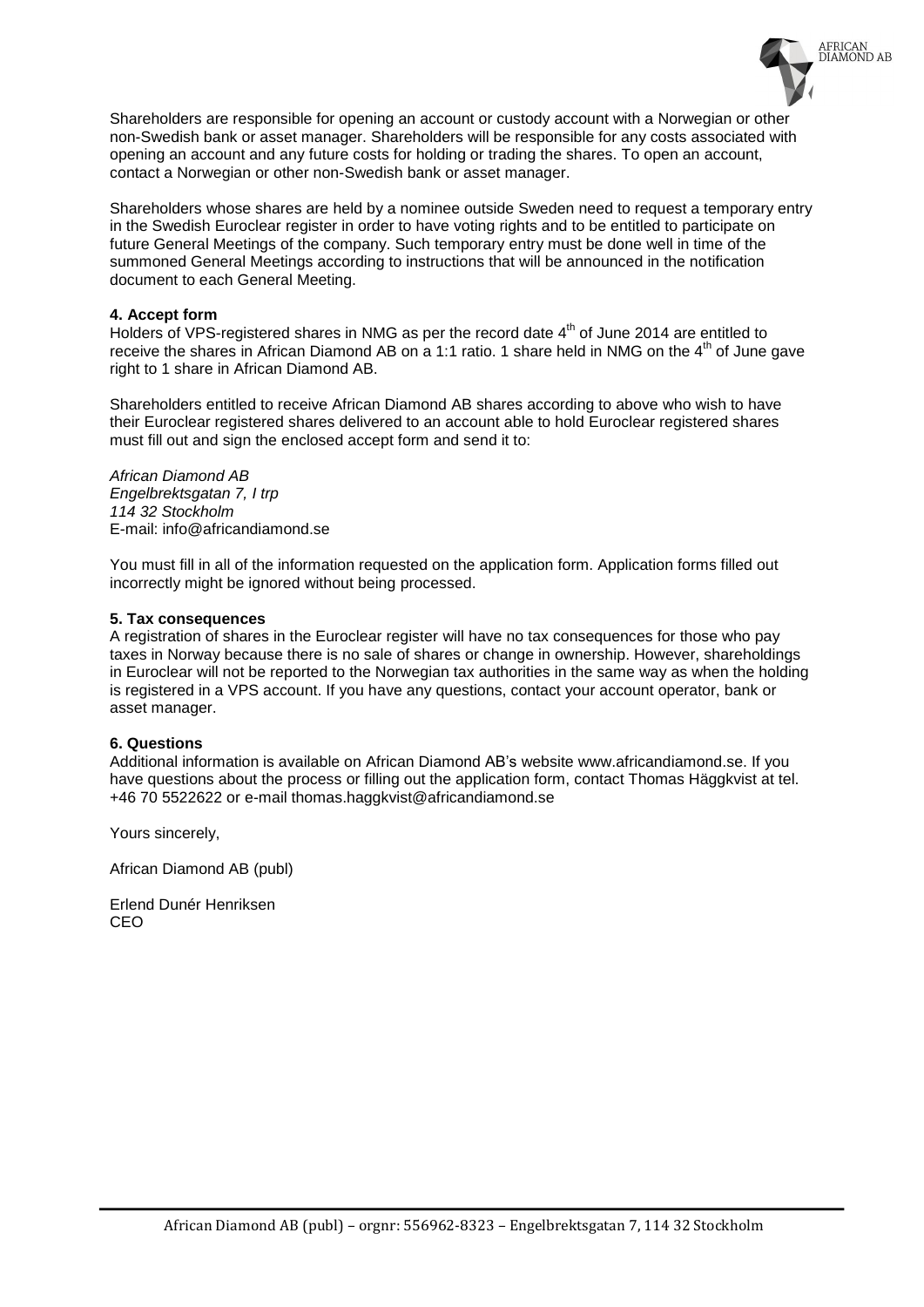Shareholders are responsible for opening an account or custody account with a Norwegian or other non-Swedish bank or asset manager. Shareholders will be responsible for any costs associated with opening an account and any future costs for holding or trading the shares. To open an account, contact a Norwegian or other non-Swedish bank or asset manager.

Shareholders whose shares are held by a nominee outside Sweden need to request a temporary entry in the Swedish Euroclear register in order to have voting rights and to be entitled to participate on future General Meetings of the company. Such temporary entry must be done well in time of the summoned General Meetings according to instructions that will be announced in the notification document to each General Meeting.

**4. Accept form**

Holders of VPS-registered shares in NMG as per the record date 4th of June 2014 are entitled to receive the shares in African Diamond AB on a 1:1 ratio. 1 share held in NMG on the 4th of June gave right to 1 share in African Diamond AB.

Shareholders entitled to receive African Diamond AB shares according to above who wish to have their Euroclear registered shares delivered to an account able to hold Euroclear registered shares must fill out and sign the enclosed accept form and send it to:

*African Diamond AB*
*Engelbrektsgatan 7, I trp*
*114 32 Stockholm*
E-mail: info@africandiamond.se

You must fill in all of the information requested on the application form. Application forms filled out incorrectly might be ignored without being processed.

**5. Tax consequences**

A registration of shares in the Euroclear register will have no tax consequences for those who pay taxes in Norway because there is no sale of shares or change in ownership. However, shareholdings in Euroclear will not be reported to the Norwegian tax authorities in the same way as when the holding is registered in a VPS account. If you have any questions, contact your account operator, bank or asset manager.

**6. Questions**

Additional information is available on African Diamond AB's website www.africandiamond.se. If you have questions about the process or filling out the application form, contact Thomas Häggkvist at tel. +46 70 5522622 or e-mail thomas.haggkvist@africandiamond.se

Yours sincerely,

African Diamond AB (publ)

Erlend Dunér Henriksen
CEO